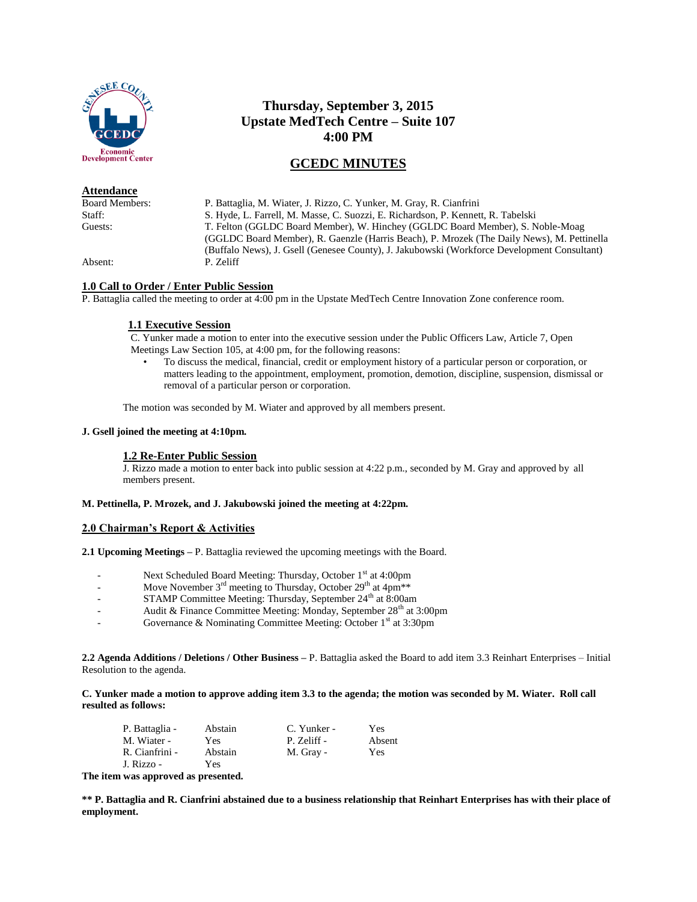# Thursday, September 3, 2015
# Upstate MedTech Centre – Suite 107
# 4:00 PM

## GCEDC MINUTES

**Attendance**

| | |
|---|---|
| Board Members: | P. Battaglia, M. Wiater, J. Rizzo, C. Yunker, M. Gray, R. Cianfrini |
| Staff: | S. Hyde, L. Farrell, M. Masse, C. Suozzi, E. Richardson, P. Kennett, R. Tabelski |
| Guests: | T. Felton (GGLDC Board Member), W. Hinchey (GGLDC Board Member), S. Noble-Moag (GGLDC Board Member), R. Gaenzle (Harris Beach), P. Mrozek (The Daily News), M. Pettinella (Buffalo News), J. Gsell (Genesee County), J. Jakubowski (Workforce Development Consultant) |
| Absent: | P. Zeliff |

### 1.0 Call to Order / Enter Public Session

P. Battaglia called the meeting to order at 4:00 pm in the Upstate MedTech Centre Innovation Zone conference room.

#### 1.1 Executive Session

C. Yunker made a motion to enter into the executive session under the Public Officers Law, Article 7, Open Meetings Law Section 105, at 4:00 pm, for the following reasons:

- To discuss the medical, financial, credit or employment history of a particular person or corporation, or matters leading to the appointment, employment, promotion, demotion, discipline, suspension, dismissal or removal of a particular person or corporation.

The motion was seconded by M. Wiater and approved by all members present.

**J. Gsell joined the meeting at 4:10pm.**

#### 1.2 Re-Enter Public Session

J. Rizzo made a motion to enter back into public session at 4:22 p.m., seconded by M. Gray and approved by all members present.

**M. Pettinella, P. Mrozek, and J. Jakubowski joined the meeting at 4:22pm.**

### 2.0 Chairman's Report & Activities

**2.1 Upcoming Meetings –** P. Battaglia reviewed the upcoming meetings with the Board.

- Next Scheduled Board Meeting: Thursday, October 1st at 4:00pm
- Move November 3rd meeting to Thursday, October 29th at 4pm**
- STAMP Committee Meeting: Thursday, September 24th at 8:00am
- Audit & Finance Committee Meeting: Monday, September 28th at 3:00pm
- Governance & Nominating Committee Meeting: October 1st at 3:30pm

**2.2 Agenda Additions / Deletions / Other Business –** P. Battaglia asked the Board to add item 3.3 Reinhart Enterprises – Initial Resolution to the agenda.

**C. Yunker made a motion to approve adding item 3.3 to the agenda; the motion was seconded by M. Wiater. Roll call resulted as follows:**

| | | | |
|---|---|---|---|
| P. Battaglia - | Abstain | C. Yunker - | Yes |
| M. Wiater - | Yes | P. Zeliff - | Absent |
| R. Cianfrini - | Abstain | M. Gray - | Yes |
| J. Rizzo - | Yes | | |

**The item was approved as presented.**

**\*\* P. Battaglia and R. Cianfrini abstained due to a business relationship that Reinhart Enterprises has with their place of employment.**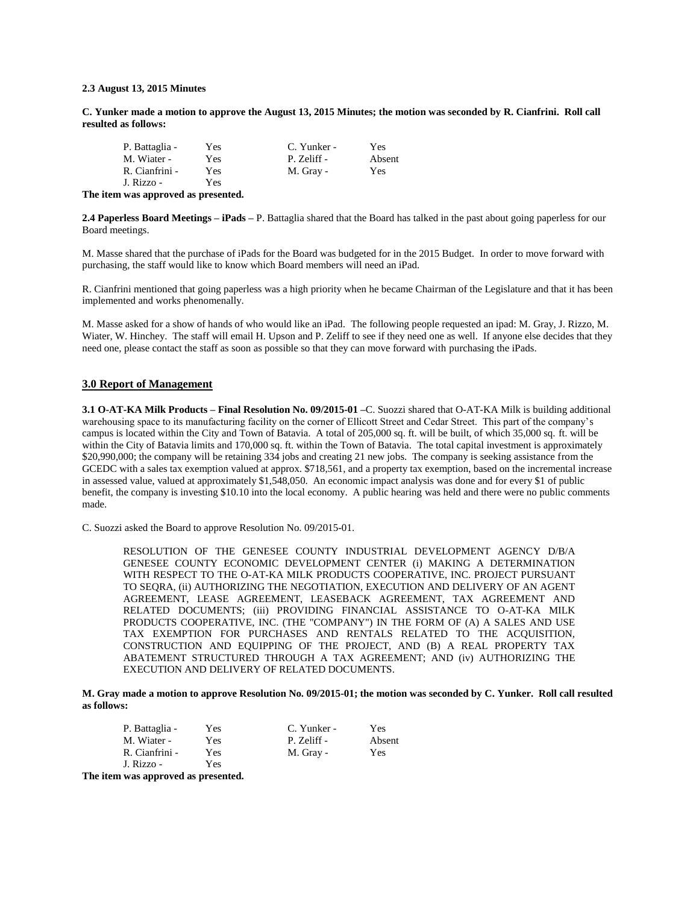**2.3 August 13, 2015 Minutes**

**C. Yunker made a motion to approve the August 13, 2015 Minutes; the motion was seconded by R. Cianfrini. Roll call resulted as follows:**

| | | | |
|---|---|---|---|
| P. Battaglia - | Yes | C. Yunker - | Yes |
| M. Wiater - | Yes | P. Zeliff - | Absent |
| R. Cianfrini - | Yes | M. Gray - | Yes |
| J. Rizzo - | Yes | | |

**The item was approved as presented.**

**2.4 Paperless Board Meetings – iPads –** P. Battaglia shared that the Board has talked in the past about going paperless for our Board meetings.

M. Masse shared that the purchase of iPads for the Board was budgeted for in the 2015 Budget. In order to move forward with purchasing, the staff would like to know which Board members will need an iPad.

R. Cianfrini mentioned that going paperless was a high priority when he became Chairman of the Legislature and that it has been implemented and works phenomenally.

M. Masse asked for a show of hands of who would like an iPad. The following people requested an ipad: M. Gray, J. Rizzo, M. Wiater, W. Hinchey. The staff will email H. Upson and P. Zeliff to see if they need one as well. If anyone else decides that they need one, please contact the staff as soon as possible so that they can move forward with purchasing the iPads.

## 3.0 Report of Management

**3.1 O-AT-KA Milk Products – Final Resolution No. 09/2015-01 –**C. Suozzi shared that O-AT-KA Milk is building additional warehousing space to its manufacturing facility on the corner of Ellicott Street and Cedar Street. This part of the company's campus is located within the City and Town of Batavia. A total of 205,000 sq. ft. will be built, of which 35,000 sq. ft. will be within the City of Batavia limits and 170,000 sq. ft. within the Town of Batavia. The total capital investment is approximately $20,990,000; the company will be retaining 334 jobs and creating 21 new jobs. The company is seeking assistance from the GCEDC with a sales tax exemption valued at approx. $718,561, and a property tax exemption, based on the incremental increase in assessed value, valued at approximately $1,548,050. An economic impact analysis was done and for every $1 of public benefit, the company is investing $10.10 into the local economy. A public hearing was held and there were no public comments made.

C. Suozzi asked the Board to approve Resolution No. 09/2015-01.

> RESOLUTION OF THE GENESEE COUNTY INDUSTRIAL DEVELOPMENT AGENCY D/B/A GENESEE COUNTY ECONOMIC DEVELOPMENT CENTER (i) MAKING A DETERMINATION WITH RESPECT TO THE O-AT-KA MILK PRODUCTS COOPERATIVE, INC. PROJECT PURSUANT TO SEQRA, (ii) AUTHORIZING THE NEGOTIATION, EXECUTION AND DELIVERY OF AN AGENT AGREEMENT, LEASE AGREEMENT, LEASEBACK AGREEMENT, TAX AGREEMENT AND RELATED DOCUMENTS; (iii) PROVIDING FINANCIAL ASSISTANCE TO O-AT-KA MILK PRODUCTS COOPERATIVE, INC. (THE "COMPANY") IN THE FORM OF (A) A SALES AND USE TAX EXEMPTION FOR PURCHASES AND RENTALS RELATED TO THE ACQUISITION, CONSTRUCTION AND EQUIPPING OF THE PROJECT, AND (B) A REAL PROPERTY TAX ABATEMENT STRUCTURED THROUGH A TAX AGREEMENT; AND (iv) AUTHORIZING THE EXECUTION AND DELIVERY OF RELATED DOCUMENTS.

**M. Gray made a motion to approve Resolution No. 09/2015-01; the motion was seconded by C. Yunker. Roll call resulted as follows:**

| | | | |
|---|---|---|---|
| P. Battaglia - | Yes | C. Yunker - | Yes |
| M. Wiater - | Yes | P. Zeliff - | Absent |
| R. Cianfrini - | Yes | M. Gray - | Yes |
| J. Rizzo - | Yes | | |

**The item was approved as presented.**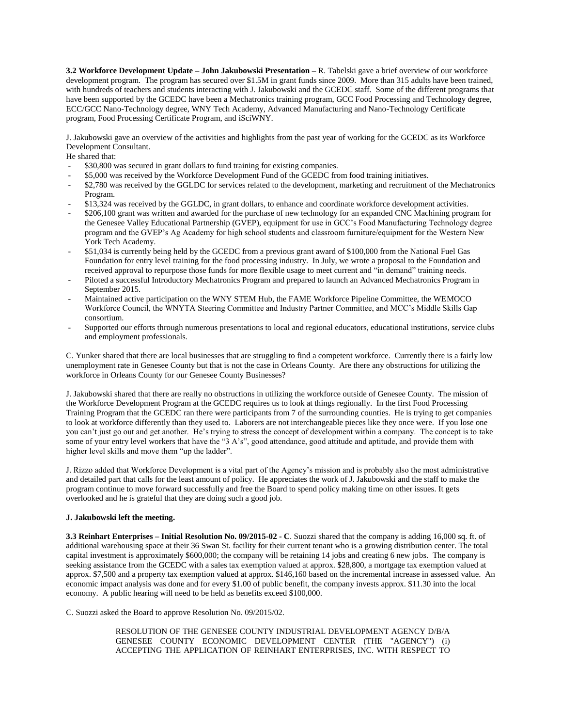**3.2 Workforce Development Update – John Jakubowski Presentation –** R. Tabelski gave a brief overview of our workforce development program. The program has secured over $1.5M in grant funds since 2009. More than 315 adults have been trained, with hundreds of teachers and students interacting with J. Jakubowski and the GCEDC staff. Some of the different programs that have been supported by the GCEDC have been a Mechatronics training program, GCC Food Processing and Technology degree, ECC/GCC Nano-Technology degree, WNY Tech Academy, Advanced Manufacturing and Nano-Technology Certificate program, Food Processing Certificate Program, and iSciWNY.

J. Jakubowski gave an overview of the activities and highlights from the past year of working for the GCEDC as its Workforce Development Consultant.
He shared that:

- $30,800 was secured in grant dollars to fund training for existing companies.
- $5,000 was received by the Workforce Development Fund of the GCEDC from food training initiatives.
- $2,780 was received by the GGLDC for services related to the development, marketing and recruitment of the Mechatronics Program.
- $13,324 was received by the GGLDC, in grant dollars, to enhance and coordinate workforce development activities.
- $206,100 grant was written and awarded for the purchase of new technology for an expanded CNC Machining program for the Genesee Valley Educational Partnership (GVEP), equipment for use in GCC's Food Manufacturing Technology degree program and the GVEP's Ag Academy for high school students and classroom furniture/equipment for the Western New York Tech Academy.
- $51,034 is currently being held by the GCEDC from a previous grant award of $100,000 from the National Fuel Gas Foundation for entry level training for the food processing industry. In July, we wrote a proposal to the Foundation and received approval to repurpose those funds for more flexible usage to meet current and "in demand" training needs.
- Piloted a successful Introductory Mechatronics Program and prepared to launch an Advanced Mechatronics Program in September 2015.
- Maintained active participation on the WNY STEM Hub, the FAME Workforce Pipeline Committee, the WEMOCO Workforce Council, the WNYTA Steering Committee and Industry Partner Committee, and MCC's Middle Skills Gap consortium.
- Supported our efforts through numerous presentations to local and regional educators, educational institutions, service clubs and employment professionals.

C. Yunker shared that there are local businesses that are struggling to find a competent workforce. Currently there is a fairly low unemployment rate in Genesee County but that is not the case in Orleans County. Are there any obstructions for utilizing the workforce in Orleans County for our Genesee County Businesses?

J. Jakubowski shared that there are really no obstructions in utilizing the workforce outside of Genesee County. The mission of the Workforce Development Program at the GCEDC requires us to look at things regionally. In the first Food Processing Training Program that the GCEDC ran there were participants from 7 of the surrounding counties. He is trying to get companies to look at workforce differently than they used to. Laborers are not interchangeable pieces like they once were. If you lose one you can't just go out and get another. He's trying to stress the concept of development within a company. The concept is to take some of your entry level workers that have the "3 A's", good attendance, good attitude and aptitude, and provide them with higher level skills and move them "up the ladder".

J. Rizzo added that Workforce Development is a vital part of the Agency's mission and is probably also the most administrative and detailed part that calls for the least amount of policy. He appreciates the work of J. Jakubowski and the staff to make the program continue to move forward successfully and free the Board to spend policy making time on other issues. It gets overlooked and he is grateful that they are doing such a good job.

**J. Jakubowski left the meeting.**

**3.3 Reinhart Enterprises – Initial Resolution No. 09/2015-02 - C**. Suozzi shared that the company is adding 16,000 sq. ft. of additional warehousing space at their 36 Swan St. facility for their current tenant who is a growing distribution center. The total capital investment is approximately $600,000; the company will be retaining 14 jobs and creating 6 new jobs. The company is seeking assistance from the GCEDC with a sales tax exemption valued at approx. $28,800, a mortgage tax exemption valued at approx. $7,500 and a property tax exemption valued at approx. $146,160 based on the incremental increase in assessed value. An economic impact analysis was done and for every $1.00 of public benefit, the company invests approx. $11.30 into the local economy. A public hearing will need to be held as benefits exceed $100,000.

C. Suozzi asked the Board to approve Resolution No. 09/2015/02.

> RESOLUTION OF THE GENESEE COUNTY INDUSTRIAL DEVELOPMENT AGENCY D/B/A GENESEE COUNTY ECONOMIC DEVELOPMENT CENTER (THE "AGENCY") (i) ACCEPTING THE APPLICATION OF REINHART ENTERPRISES, INC. WITH RESPECT TO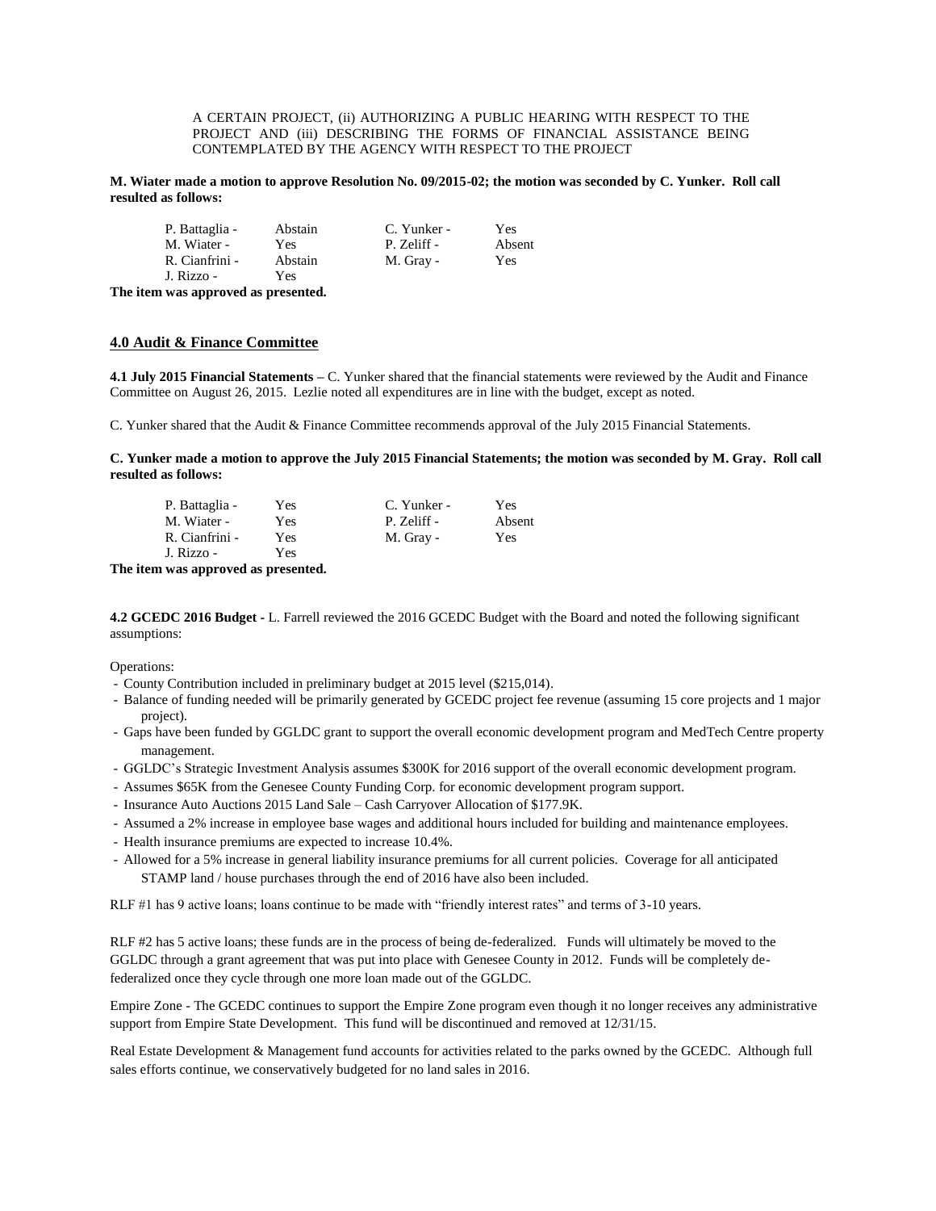A CERTAIN PROJECT, (ii) AUTHORIZING A PUBLIC HEARING WITH RESPECT TO THE PROJECT AND (iii) DESCRIBING THE FORMS OF FINANCIAL ASSISTANCE BEING CONTEMPLATED BY THE AGENCY WITH RESPECT TO THE PROJECT

**M. Wiater made a motion to approve Resolution No. 09/2015-02; the motion was seconded by C. Yunker. Roll call resulted as follows:**

| | | | |
|---|---|---|---|
| P. Battaglia - | Abstain | C. Yunker - | Yes |
| M. Wiater - | Yes | P. Zeliff - | Absent |
| R. Cianfrini - | Abstain | M. Gray - | Yes |
| J. Rizzo - | Yes | | |

**The item was approved as presented.**

## 4.0 Audit & Finance Committee

**4.1 July 2015 Financial Statements –** C. Yunker shared that the financial statements were reviewed by the Audit and Finance Committee on August 26, 2015. Lezlie noted all expenditures are in line with the budget, except as noted.

C. Yunker shared that the Audit & Finance Committee recommends approval of the July 2015 Financial Statements.

**C. Yunker made a motion to approve the July 2015 Financial Statements; the motion was seconded by M. Gray. Roll call resulted as follows:**

| | | | |
|---|---|---|---|
| P. Battaglia - | Yes | C. Yunker - | Yes |
| M. Wiater - | Yes | P. Zeliff - | Absent |
| R. Cianfrini - | Yes | M. Gray - | Yes |
| J. Rizzo - | Yes | | |

**The item was approved as presented.**

**4.2 GCEDC 2016 Budget -** L. Farrell reviewed the 2016 GCEDC Budget with the Board and noted the following significant assumptions:

Operations:

- County Contribution included in preliminary budget at 2015 level ($215,014).
- Balance of funding needed will be primarily generated by GCEDC project fee revenue (assuming 15 core projects and 1 major project).
- Gaps have been funded by GGLDC grant to support the overall economic development program and MedTech Centre property management.
- GGLDC's Strategic Investment Analysis assumes $300K for 2016 support of the overall economic development program.
- Assumes $65K from the Genesee County Funding Corp. for economic development program support.
- Insurance Auto Auctions 2015 Land Sale – Cash Carryover Allocation of $177.9K.
- Assumed a 2% increase in employee base wages and additional hours included for building and maintenance employees.
- Health insurance premiums are expected to increase 10.4%.
- Allowed for a 5% increase in general liability insurance premiums for all current policies. Coverage for all anticipated STAMP land / house purchases through the end of 2016 have also been included.

RLF #1 has 9 active loans; loans continue to be made with "friendly interest rates" and terms of 3-10 years.

RLF #2 has 5 active loans; these funds are in the process of being de-federalized. Funds will ultimately be moved to the GGLDC through a grant agreement that was put into place with Genesee County in 2012. Funds will be completely de-federalized once they cycle through one more loan made out of the GGLDC.

Empire Zone - The GCEDC continues to support the Empire Zone program even though it no longer receives any administrative support from Empire State Development. This fund will be discontinued and removed at 12/31/15.

Real Estate Development & Management fund accounts for activities related to the parks owned by the GCEDC. Although full sales efforts continue, we conservatively budgeted for no land sales in 2016.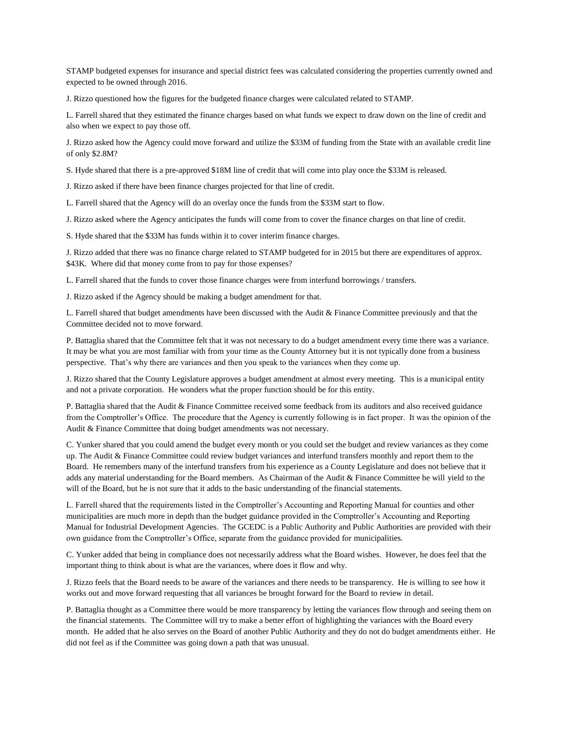STAMP budgeted expenses for insurance and special district fees was calculated considering the properties currently owned and expected to be owned through 2016.

J. Rizzo questioned how the figures for the budgeted finance charges were calculated related to STAMP.

L. Farrell shared that they estimated the finance charges based on what funds we expect to draw down on the line of credit and also when we expect to pay those off.

J. Rizzo asked how the Agency could move forward and utilize the $33M of funding from the State with an available credit line of only $2.8M?

S. Hyde shared that there is a pre-approved $18M line of credit that will come into play once the $33M is released.

J. Rizzo asked if there have been finance charges projected for that line of credit.

L. Farrell shared that the Agency will do an overlay once the funds from the $33M start to flow.

J. Rizzo asked where the Agency anticipates the funds will come from to cover the finance charges on that line of credit.

S. Hyde shared that the $33M has funds within it to cover interim finance charges.

J. Rizzo added that there was no finance charge related to STAMP budgeted for in 2015 but there are expenditures of approx. $43K. Where did that money come from to pay for those expenses?

L. Farrell shared that the funds to cover those finance charges were from interfund borrowings / transfers.

J. Rizzo asked if the Agency should be making a budget amendment for that.

L. Farrell shared that budget amendments have been discussed with the Audit & Finance Committee previously and that the Committee decided not to move forward.

P. Battaglia shared that the Committee felt that it was not necessary to do a budget amendment every time there was a variance. It may be what you are most familiar with from your time as the County Attorney but it is not typically done from a business perspective. That's why there are variances and then you speak to the variances when they come up.

J. Rizzo shared that the County Legislature approves a budget amendment at almost every meeting. This is a municipal entity and not a private corporation. He wonders what the proper function should be for this entity.

P. Battaglia shared that the Audit & Finance Committee received some feedback from its auditors and also received guidance from the Comptroller's Office. The procedure that the Agency is currently following is in fact proper. It was the opinion of the Audit & Finance Committee that doing budget amendments was not necessary.

C. Yunker shared that you could amend the budget every month or you could set the budget and review variances as they come up. The Audit & Finance Committee could review budget variances and interfund transfers monthly and report them to the Board. He remembers many of the interfund transfers from his experience as a County Legislature and does not believe that it adds any material understanding for the Board members. As Chairman of the Audit & Finance Committee he will yield to the will of the Board, but he is not sure that it adds to the basic understanding of the financial statements.

L. Farrell shared that the requirements listed in the Comptroller's Accounting and Reporting Manual for counties and other municipalities are much more in depth than the budget guidance provided in the Comptroller's Accounting and Reporting Manual for Industrial Development Agencies. The GCEDC is a Public Authority and Public Authorities are provided with their own guidance from the Comptroller's Office, separate from the guidance provided for municipalities.

C. Yunker added that being in compliance does not necessarily address what the Board wishes. However, he does feel that the important thing to think about is what are the variances, where does it flow and why.

J. Rizzo feels that the Board needs to be aware of the variances and there needs to be transparency. He is willing to see how it works out and move forward requesting that all variances be brought forward for the Board to review in detail.

P. Battaglia thought as a Committee there would be more transparency by letting the variances flow through and seeing them on the financial statements. The Committee will try to make a better effort of highlighting the variances with the Board every month. He added that he also serves on the Board of another Public Authority and they do not do budget amendments either. He did not feel as if the Committee was going down a path that was unusual.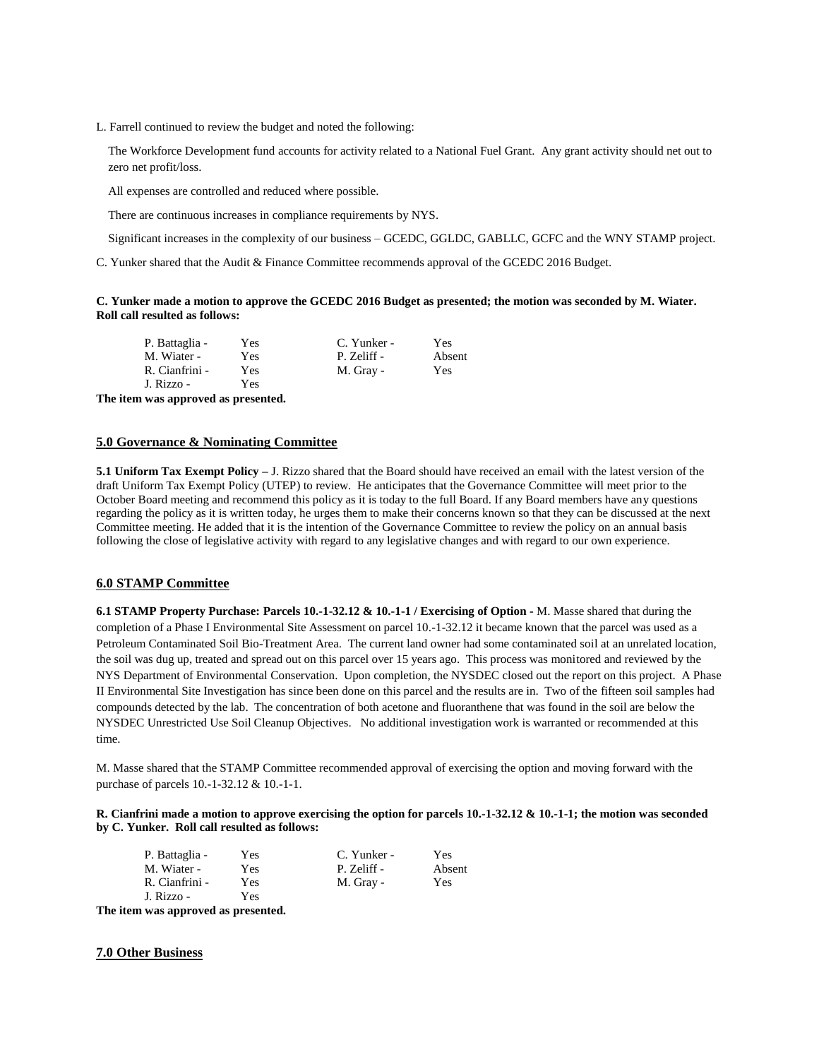L. Farrell continued to review the budget and noted the following:

The Workforce Development fund accounts for activity related to a National Fuel Grant. Any grant activity should net out to zero net profit/loss.

All expenses are controlled and reduced where possible.

There are continuous increases in compliance requirements by NYS.

Significant increases in the complexity of our business – GCEDC, GGLDC, GABLLC, GCFC and the WNY STAMP project.

C. Yunker shared that the Audit & Finance Committee recommends approval of the GCEDC 2016 Budget.

**C. Yunker made a motion to approve the GCEDC 2016 Budget as presented; the motion was seconded by M. Wiater. Roll call resulted as follows:**

| | | | |
|---|---|---|---|
| P. Battaglia - | Yes | C. Yunker - | Yes |
| M. Wiater - | Yes | P. Zeliff - | Absent |
| R. Cianfrini - | Yes | M. Gray - | Yes |
| J. Rizzo - | Yes | | |

**The item was approved as presented.**

## 5.0 Governance & Nominating Committee

**5.1 Uniform Tax Exempt Policy –** J. Rizzo shared that the Board should have received an email with the latest version of the draft Uniform Tax Exempt Policy (UTEP) to review. He anticipates that the Governance Committee will meet prior to the October Board meeting and recommend this policy as it is today to the full Board. If any Board members have any questions regarding the policy as it is written today, he urges them to make their concerns known so that they can be discussed at the next Committee meeting. He added that it is the intention of the Governance Committee to review the policy on an annual basis following the close of legislative activity with regard to any legislative changes and with regard to our own experience.

## 6.0 STAMP Committee

**6.1 STAMP Property Purchase: Parcels 10.-1-32.12 & 10.-1-1 / Exercising of Option -** M. Masse shared that during the completion of a Phase I Environmental Site Assessment on parcel 10.-1-32.12 it became known that the parcel was used as a Petroleum Contaminated Soil Bio-Treatment Area. The current land owner had some contaminated soil at an unrelated location, the soil was dug up, treated and spread out on this parcel over 15 years ago. This process was monitored and reviewed by the NYS Department of Environmental Conservation. Upon completion, the NYSDEC closed out the report on this project. A Phase II Environmental Site Investigation has since been done on this parcel and the results are in. Two of the fifteen soil samples had compounds detected by the lab. The concentration of both acetone and fluoranthene that was found in the soil are below the NYSDEC Unrestricted Use Soil Cleanup Objectives. No additional investigation work is warranted or recommended at this time.

M. Masse shared that the STAMP Committee recommended approval of exercising the option and moving forward with the purchase of parcels 10.-1-32.12 & 10.-1-1.

**R. Cianfrini made a motion to approve exercising the option for parcels 10.-1-32.12 & 10.-1-1; the motion was seconded by C. Yunker. Roll call resulted as follows:**

| | | | |
|---|---|---|---|
| P. Battaglia - | Yes | C. Yunker - | Yes |
| M. Wiater - | Yes | P. Zeliff - | Absent |
| R. Cianfrini - | Yes | M. Gray - | Yes |
| J. Rizzo - | Yes | | |

**The item was approved as presented.**

## 7.0 Other Business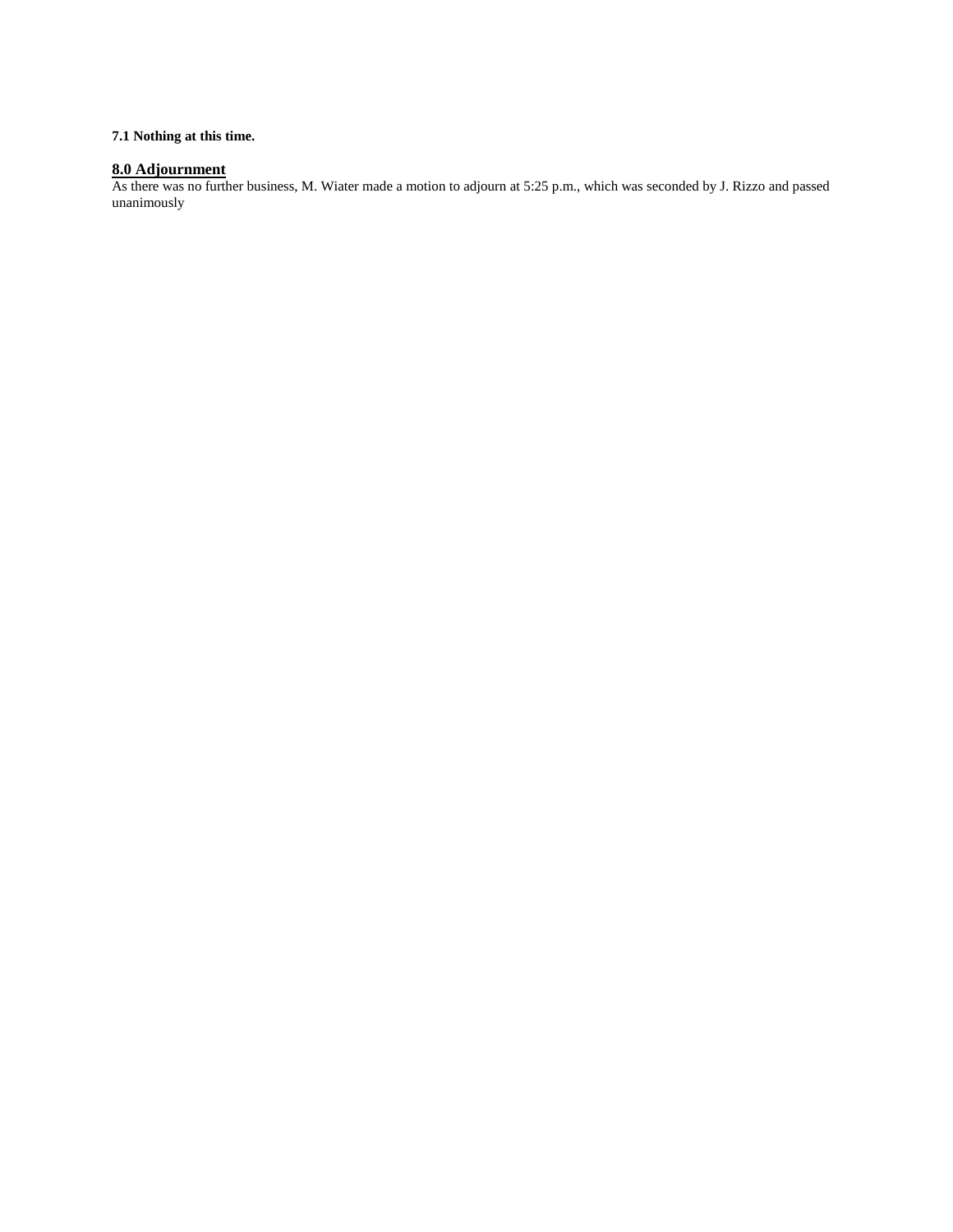**7.1 Nothing at this time.**

## 8.0 Adjournment

As there was no further business, M. Wiater made a motion to adjourn at 5:25 p.m., which was seconded by J. Rizzo and passed unanimously